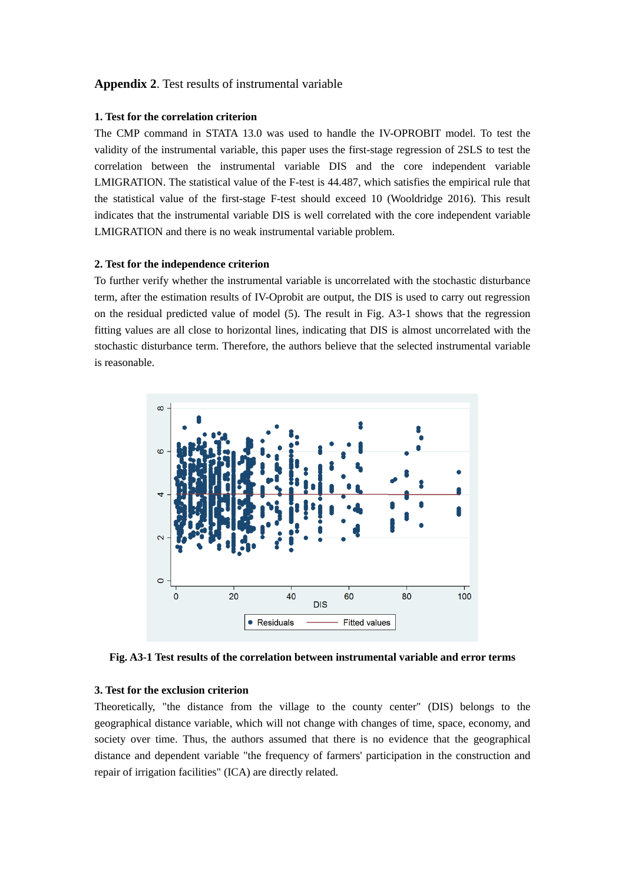**Appendix 2**. Test results of instrumental variable

**1. Test for the correlation criterion**

The CMP command in STATA 13.0 was used to handle the IV-OPROBIT model. To test the validity of the instrumental variable, this paper uses the first-stage regression of 2SLS to test the correlation between the instrumental variable DIS and the core independent variable LMIGRATION. The statistical value of the F-test is 44.487, which satisfies the empirical rule that the statistical value of the first-stage F-test should exceed 10 (Wooldridge 2016). This result indicates that the instrumental variable DIS is well correlated with the core independent variable LMIGRATION and there is no weak instrumental variable problem.

**2. Test for the independence criterion**

To further verify whether the instrumental variable is uncorrelated with the stochastic disturbance term, after the estimation results of IV-Oprobit are output, the DIS is used to carry out regression on the residual predicted value of model (5). The result in Fig. A3-1 shows that the regression fitting values are all close to horizontal lines, indicating that DIS is almost uncorrelated with the stochastic disturbance term. Therefore, the authors believe that the selected instrumental variable is reasonable.

**Fig. A3-1 Test results of the correlation between instrumental variable and error terms**

**3. Test for the exclusion criterion**

Theoretically, "the distance from the village to the county center" (DIS) belongs to the geographical distance variable, which will not change with changes of time, space, economy, and society over time. Thus, the authors assumed that there is no evidence that the geographical distance and dependent variable "the frequency of farmers' participation in the construction and repair of irrigation facilities" (ICA) are directly related.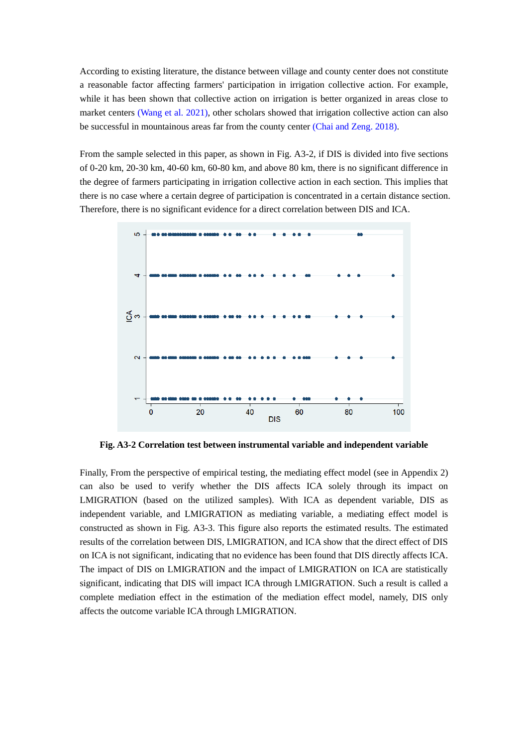According to existing literature, the distance between village and county center does not constitute a reasonable factor affecting farmers' participation in irrigation collective action. For example, while it has been shown that collective action on irrigation is better organized in areas close to market centers (Wang et al. 2021), other scholars showed that irrigation collective action can also be successful in mountainous areas far from the county center (Chai and Zeng. 2018).

From the sample selected in this paper, as shown in Fig. A3-2, if DIS is divided into five sections of 0-20 km, 20-30 km, 40-60 km, 60-80 km, and above 80 km, there is no significant difference in the degree of farmers participating in irrigation collective action in each section. This implies that there is no case where a certain degree of participation is concentrated in a certain distance section. Therefore, there is no significant evidence for a direct correlation between DIS and ICA.

**Fig. A3-2 Correlation test between instrumental variable and independent variable**

Finally, From the perspective of empirical testing, the mediating effect model (see in Appendix 2) can also be used to verify whether the DIS affects ICA solely through its impact on LMIGRATION (based on the utilized samples). With ICA as dependent variable, DIS as independent variable, and LMIGRATION as mediating variable, a mediating effect model is constructed as shown in Fig. A3-3. This figure also reports the estimated results. The estimated results of the correlation between DIS, LMIGRATION, and ICA show that the direct effect of DIS on ICA is not significant, indicating that no evidence has been found that DIS directly affects ICA. The impact of DIS on LMIGRATION and the impact of LMIGRATION on ICA are statistically significant, indicating that DIS will impact ICA through LMIGRATION. Such a result is called a complete mediation effect in the estimation of the mediation effect model, namely, DIS only affects the outcome variable ICA through LMIGRATION.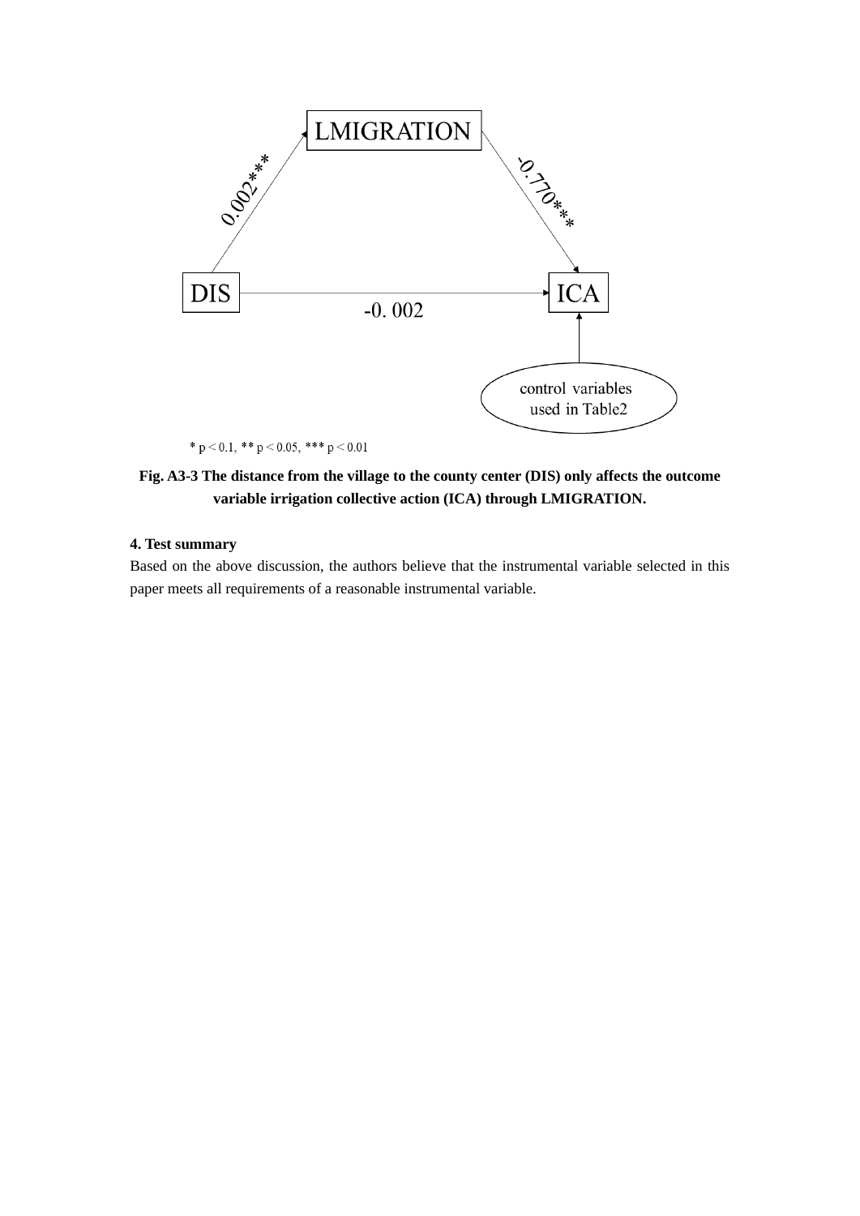LMIGRATION

0.002***

-0.770***

DIS

-0. 002

ICA

control variables used in Table2

* p < 0.1, ** p < 0.05, *** p < 0.01

**Fig. A3-3 The distance from the village to the county center (DIS) only affects the outcome variable irrigation collective action (ICA) through LMIGRATION.**

**4. Test summary**

Based on the above discussion, the authors believe that the instrumental variable selected in this paper meets all requirements of a reasonable instrumental variable.